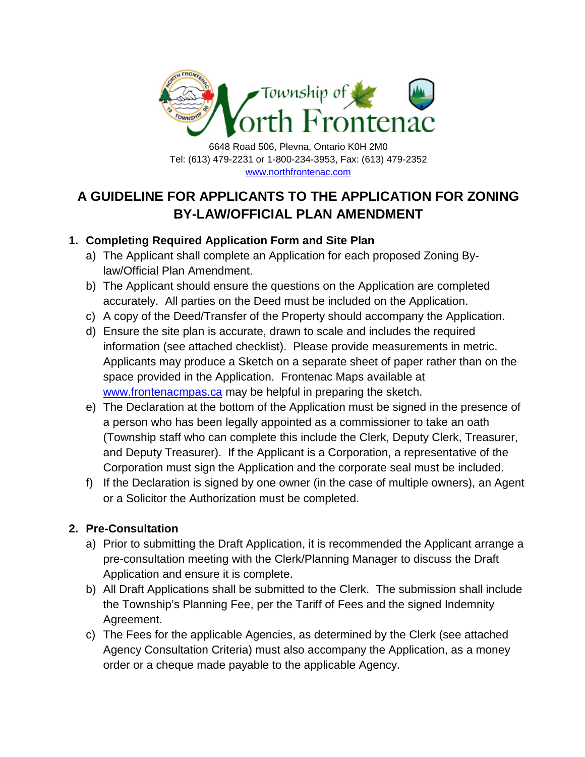Township of North Frontenac

6648 Road 506, Plevna, Ontario K0H 2M0
Tel: (613) 479-2231 or 1-800-234-3953, Fax: (613) 479-2352
www.northfrontenac.com

# A GUIDELINE FOR APPLICANTS TO THE APPLICATION FOR ZONING BY-LAW/OFFICIAL PLAN AMENDMENT

## 1. Completing Required Application Form and Site Plan

a) The Applicant shall complete an Application for each proposed Zoning By-law/Official Plan Amendment.

b) The Applicant should ensure the questions on the Application are completed accurately. All parties on the Deed must be included on the Application.

c) A copy of the Deed/Transfer of the Property should accompany the Application.

d) Ensure the site plan is accurate, drawn to scale and includes the required information (see attached checklist). Please provide measurements in metric. Applicants may produce a Sketch on a separate sheet of paper rather than on the space provided in the Application. Frontenac Maps available at www.frontenacmpas.ca may be helpful in preparing the sketch.

e) The Declaration at the bottom of the Application must be signed in the presence of a person who has been legally appointed as a commissioner to take an oath (Township staff who can complete this include the Clerk, Deputy Clerk, Treasurer, and Deputy Treasurer). If the Applicant is a Corporation, a representative of the Corporation must sign the Application and the corporate seal must be included.

f) If the Declaration is signed by one owner (in the case of multiple owners), an Agent or a Solicitor the Authorization must be completed.

## 2. Pre-Consultation

a) Prior to submitting the Draft Application, it is recommended the Applicant arrange a pre-consultation meeting with the Clerk/Planning Manager to discuss the Draft Application and ensure it is complete.

b) All Draft Applications shall be submitted to the Clerk. The submission shall include the Township's Planning Fee, per the Tariff of Fees and the signed Indemnity Agreement.

c) The Fees for the applicable Agencies, as determined by the Clerk (see attached Agency Consultation Criteria) must also accompany the Application, as a money order or a cheque made payable to the applicable Agency.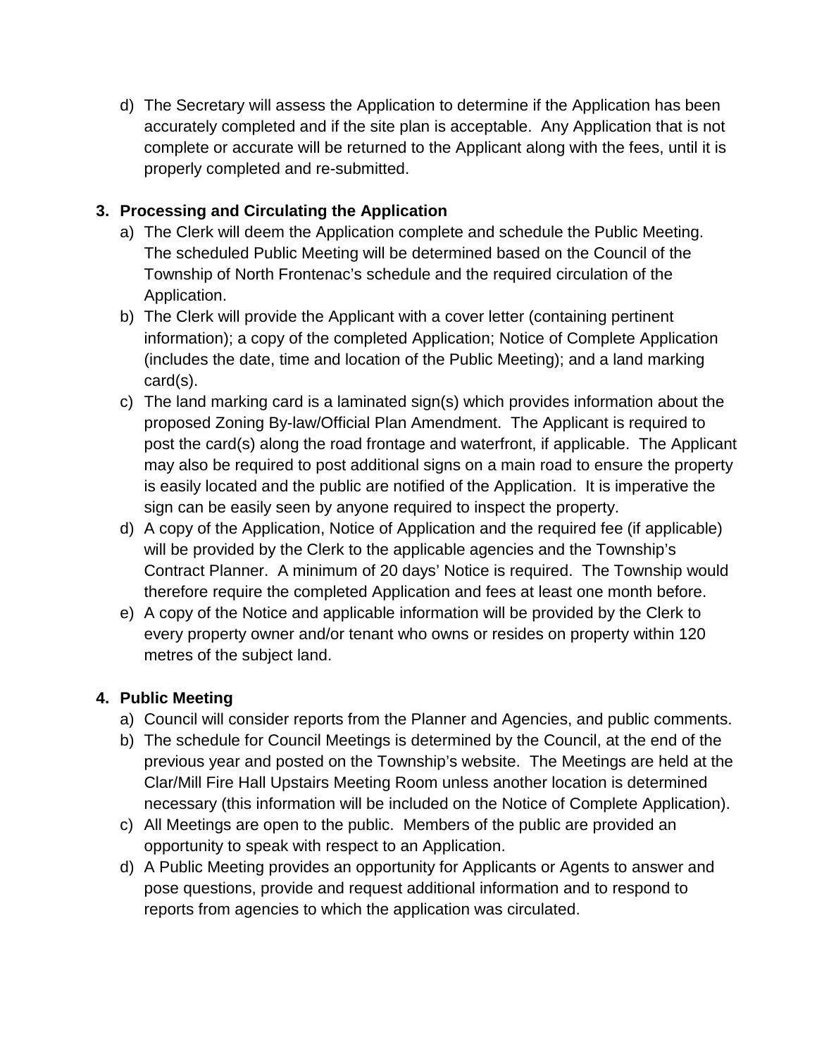d) The Secretary will assess the Application to determine if the Application has been accurately completed and if the site plan is acceptable. Any Application that is not complete or accurate will be returned to the Applicant along with the fees, until it is properly completed and re-submitted.

### 3. Processing and Circulating the Application

a) The Clerk will deem the Application complete and schedule the Public Meeting. The scheduled Public Meeting will be determined based on the Council of the Township of North Frontenac's schedule and the required circulation of the Application.

b) The Clerk will provide the Applicant with a cover letter (containing pertinent information); a copy of the completed Application; Notice of Complete Application (includes the date, time and location of the Public Meeting); and a land marking card(s).

c) The land marking card is a laminated sign(s) which provides information about the proposed Zoning By-law/Official Plan Amendment. The Applicant is required to post the card(s) along the road frontage and waterfront, if applicable. The Applicant may also be required to post additional signs on a main road to ensure the property is easily located and the public are notified of the Application. It is imperative the sign can be easily seen by anyone required to inspect the property.

d) A copy of the Application, Notice of Application and the required fee (if applicable) will be provided by the Clerk to the applicable agencies and the Township's Contract Planner. A minimum of 20 days' Notice is required. The Township would therefore require the completed Application and fees at least one month before.

e) A copy of the Notice and applicable information will be provided by the Clerk to every property owner and/or tenant who owns or resides on property within 120 metres of the subject land.

### 4. Public Meeting

a) Council will consider reports from the Planner and Agencies, and public comments.

b) The schedule for Council Meetings is determined by the Council, at the end of the previous year and posted on the Township's website. The Meetings are held at the Clar/Mill Fire Hall Upstairs Meeting Room unless another location is determined necessary (this information will be included on the Notice of Complete Application).

c) All Meetings are open to the public. Members of the public are provided an opportunity to speak with respect to an Application.

d) A Public Meeting provides an opportunity for Applicants or Agents to answer and pose questions, provide and request additional information and to respond to reports from agencies to which the application was circulated.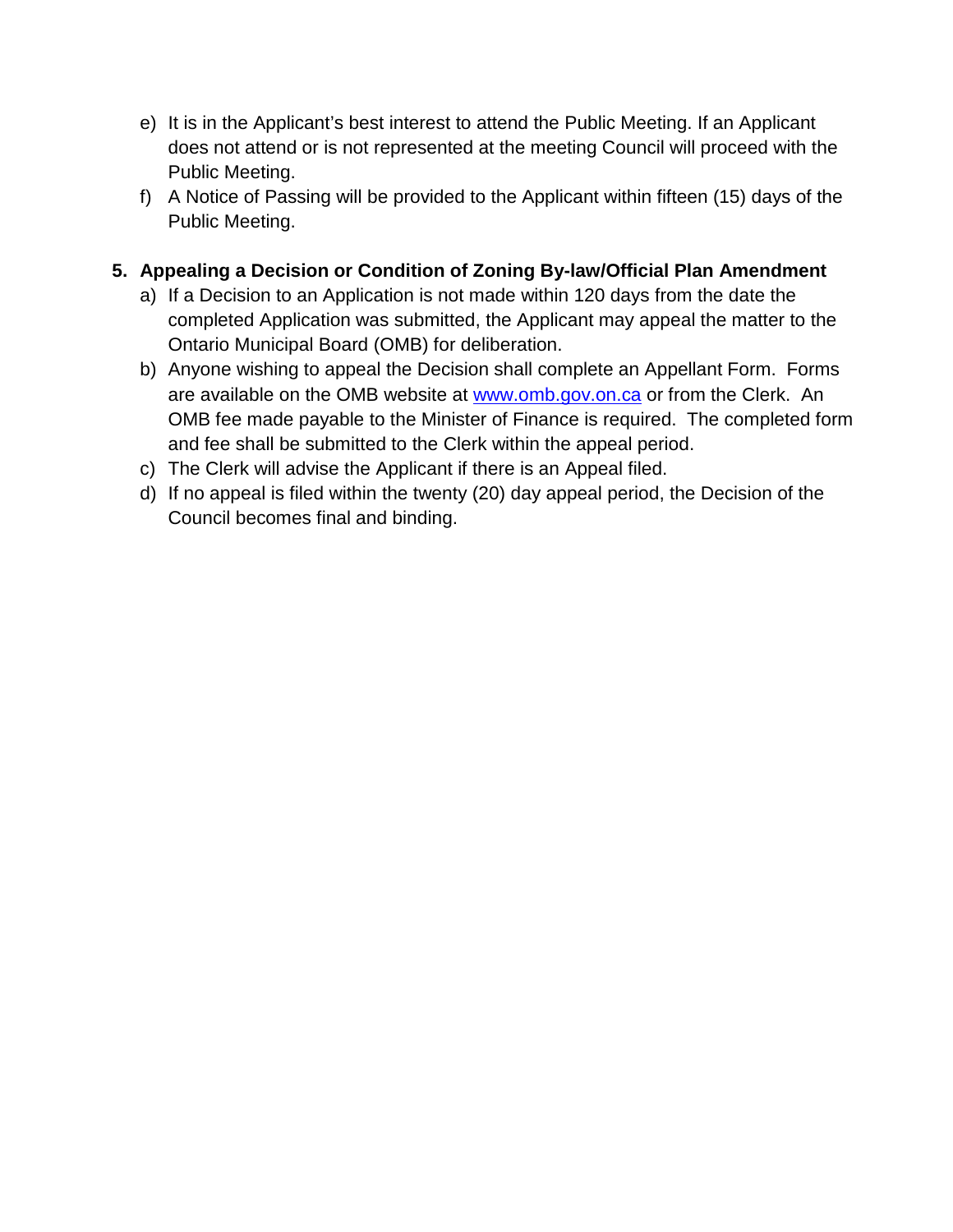e) It is in the Applicant's best interest to attend the Public Meeting. If an Applicant does not attend or is not represented at the meeting Council will proceed with the Public Meeting.
f) A Notice of Passing will be provided to the Applicant within fifteen (15) days of the Public Meeting.

**5. Appealing a Decision or Condition of Zoning By-law/Official Plan Amendment**

a) If a Decision to an Application is not made within 120 days from the date the completed Application was submitted, the Applicant may appeal the matter to the Ontario Municipal Board (OMB) for deliberation.
b) Anyone wishing to appeal the Decision shall complete an Appellant Form. Forms are available on the OMB website at [www.omb.gov.on.ca](http://www.omb.gov.on.ca) or from the Clerk. An OMB fee made payable to the Minister of Finance is required. The completed form and fee shall be submitted to the Clerk within the appeal period.
c) The Clerk will advise the Applicant if there is an Appeal filed.
d) If no appeal is filed within the twenty (20) day appeal period, the Decision of the Council becomes final and binding.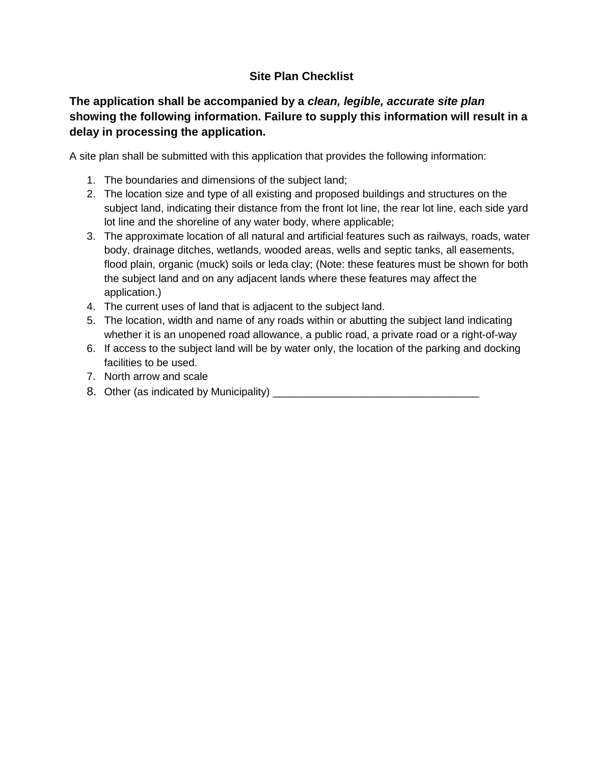# Site Plan Checklist

**The application shall be accompanied by a *clean, legible, accurate site plan* showing the following information. Failure to supply this information will result in a delay in processing the application.**

A site plan shall be submitted with this application that provides the following information:

1. The boundaries and dimensions of the subject land;
2. The location size and type of all existing and proposed buildings and structures on the subject land, indicating their distance from the front lot line, the rear lot line, each side yard lot line and the shoreline of any water body, where applicable;
3. The approximate location of all natural and artificial features such as railways, roads, water body, drainage ditches, wetlands, wooded areas, wells and septic tanks, all easements, flood plain, organic (muck) soils or leda clay; (Note: these features must be shown for both the subject land and on any adjacent lands where these features may affect the application.)
4. The current uses of land that is adjacent to the subject land.
5. The location, width and name of any roads within or abutting the subject land indicating whether it is an unopened road allowance, a public road, a private road or a right-of-way
6. If access to the subject land will be by water only, the location of the parking and docking facilities to be used.
7. North arrow and scale
8. Other (as indicated by Municipality) ___________________________________